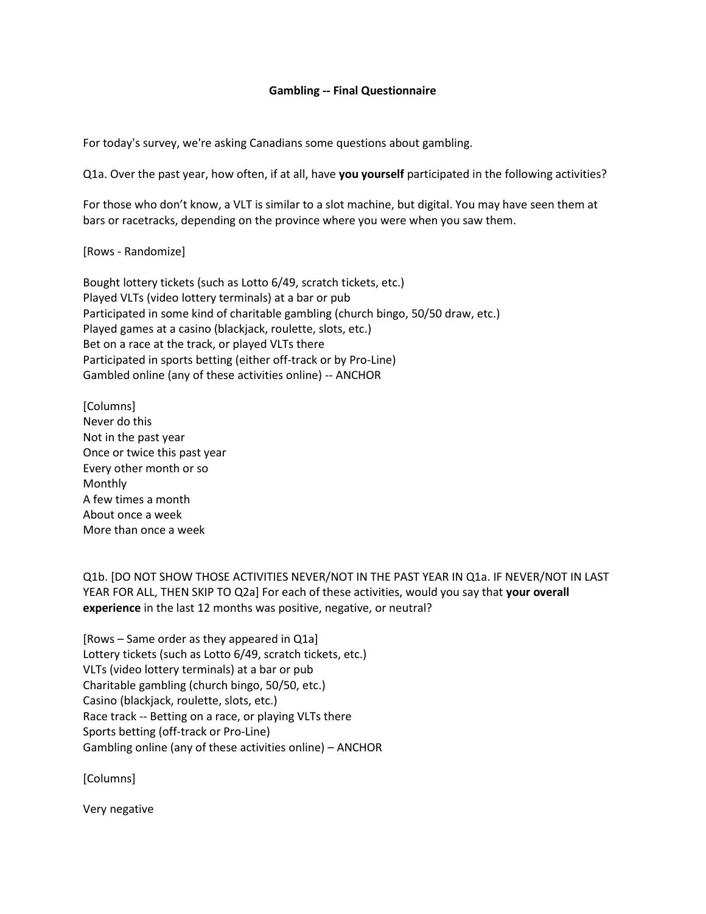**Gambling -- Final Questionnaire**

For today's survey, we're asking Canadians some questions about gambling.

Q1a. Over the past year, how often, if at all, have **you yourself** participated in the following activities?

For those who don't know, a VLT is similar to a slot machine, but digital. You may have seen them at bars or racetracks, depending on the province where you were when you saw them.

[Rows - Randomize]

Bought lottery tickets (such as Lotto 6/49, scratch tickets, etc.)
Played VLTs (video lottery terminals) at a bar or pub
Participated in some kind of charitable gambling (church bingo, 50/50 draw, etc.)
Played games at a casino (blackjack, roulette, slots, etc.)
Bet on a race at the track, or played VLTs there
Participated in sports betting (either off-track or by Pro-Line)
Gambled online (any of these activities online) -- ANCHOR

[Columns]
Never do this
Not in the past year
Once or twice this past year
Every other month or so
Monthly
A few times a month
About once a week
More than once a week

Q1b. [DO NOT SHOW THOSE ACTIVITIES NEVER/NOT IN THE PAST YEAR IN Q1a. IF NEVER/NOT IN LAST YEAR FOR ALL, THEN SKIP TO Q2a] For each of these activities, would you say that **your overall experience** in the last 12 months was positive, negative, or neutral?

[Rows – Same order as they appeared in Q1a]
Lottery tickets (such as Lotto 6/49, scratch tickets, etc.)
VLTs (video lottery terminals) at a bar or pub
Charitable gambling (church bingo, 50/50, etc.)
Casino (blackjack, roulette, slots, etc.)
Race track -- Betting on a race, or playing VLTs there
Sports betting (off-track or Pro-Line)
Gambling online (any of these activities online) – ANCHOR

[Columns]

Very negative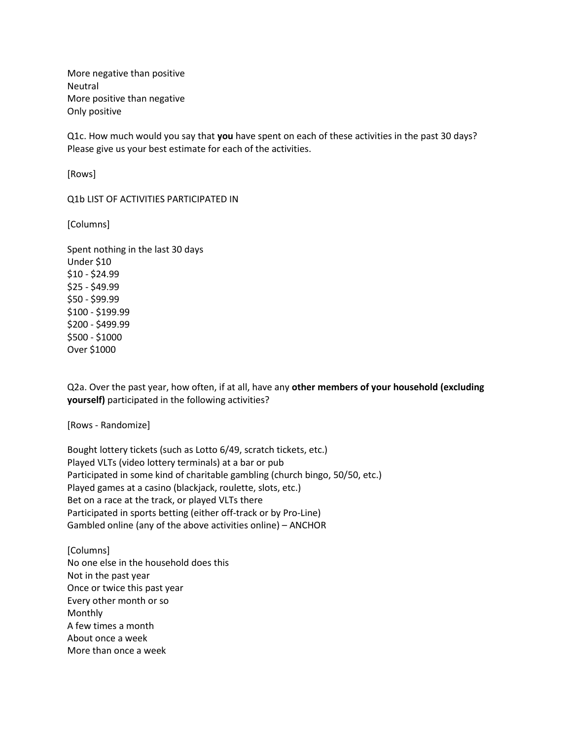More negative than positive
Neutral
More positive than negative
Only positive

Q1c. How much would you say that **you** have spent on each of these activities in the past 30 days? Please give us your best estimate for each of the activities.

[Rows]

Q1b LIST OF ACTIVITIES PARTICIPATED IN

[Columns]

Spent nothing in the last 30 days
Under $10
$10 - $24.99
$25 - $49.99
$50 - $99.99
$100 - $199.99
$200 - $499.99
$500 - $1000
Over $1000

Q2a. Over the past year, how often, if at all, have any **other members of your household (excluding yourself)** participated in the following activities?

[Rows - Randomize]

Bought lottery tickets (such as Lotto 6/49, scratch tickets, etc.)
Played VLTs (video lottery terminals) at a bar or pub
Participated in some kind of charitable gambling (church bingo, 50/50, etc.)
Played games at a casino (blackjack, roulette, slots, etc.)
Bet on a race at the track, or played VLTs there
Participated in sports betting (either off-track or by Pro-Line)
Gambled online (any of the above activities online) – ANCHOR

[Columns]
No one else in the household does this
Not in the past year
Once or twice this past year
Every other month or so
Monthly
A few times a month
About once a week
More than once a week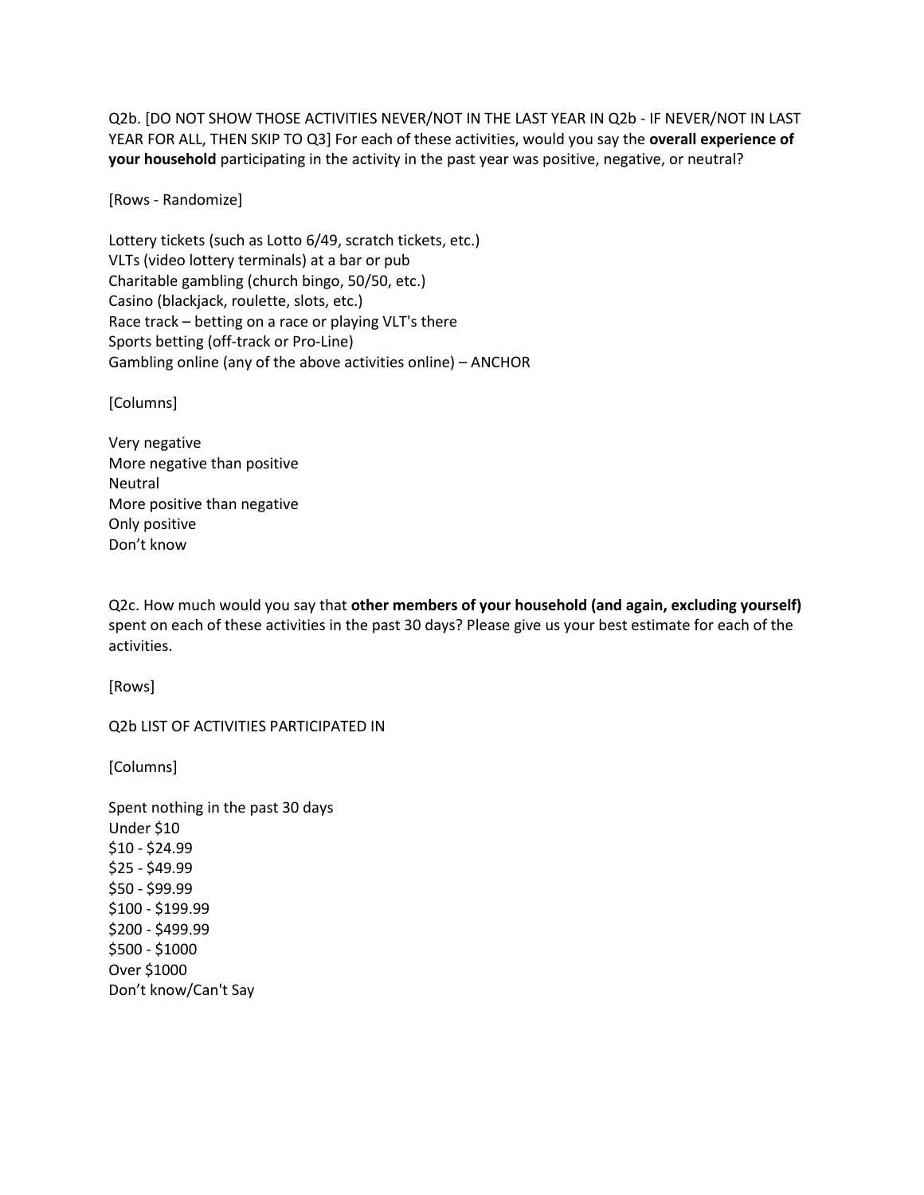Q2b. [DO NOT SHOW THOSE ACTIVITIES NEVER/NOT IN THE LAST YEAR IN Q2b - IF NEVER/NOT IN LAST YEAR FOR ALL, THEN SKIP TO Q3] For each of these activities, would you say the **overall experience of your household** participating in the activity in the past year was positive, negative, or neutral?

[Rows - Randomize]

Lottery tickets (such as Lotto 6/49, scratch tickets, etc.)
VLTs (video lottery terminals) at a bar or pub
Charitable gambling (church bingo, 50/50, etc.)
Casino (blackjack, roulette, slots, etc.)
Race track – betting on a race or playing VLT's there
Sports betting (off-track or Pro-Line)
Gambling online (any of the above activities online) – ANCHOR

[Columns]

Very negative
More negative than positive
Neutral
More positive than negative
Only positive
Don't know

Q2c. How much would you say that **other members of your household (and again, excluding yourself)** spent on each of these activities in the past 30 days? Please give us your best estimate for each of the activities.

[Rows]

Q2b LIST OF ACTIVITIES PARTICIPATED IN

[Columns]

Spent nothing in the past 30 days
Under $10
$10 - $24.99
$25 - $49.99
$50 - $99.99
$100 - $199.99
$200 - $499.99
$500 - $1000
Over $1000
Don't know/Can't Say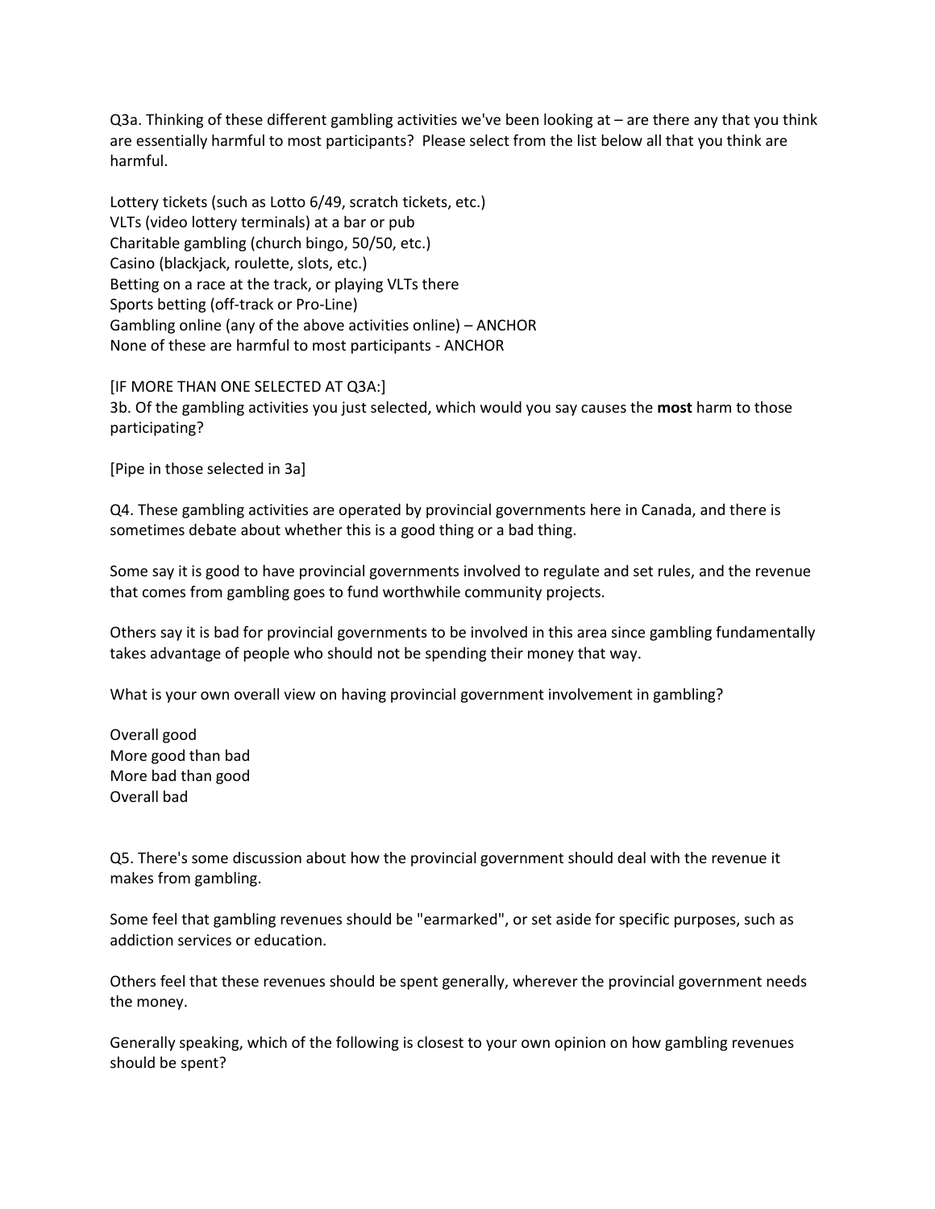Q3a. Thinking of these different gambling activities we've been looking at – are there any that you think are essentially harmful to most participants? Please select from the list below all that you think are harmful.

Lottery tickets (such as Lotto 6/49, scratch tickets, etc.)
VLTs (video lottery terminals) at a bar or pub
Charitable gambling (church bingo, 50/50, etc.)
Casino (blackjack, roulette, slots, etc.)
Betting on a race at the track, or playing VLTs there
Sports betting (off-track or Pro-Line)
Gambling online (any of the above activities online) – ANCHOR
None of these are harmful to most participants - ANCHOR

[IF MORE THAN ONE SELECTED AT Q3A:]
3b. Of the gambling activities you just selected, which would you say causes the **most** harm to those participating?

[Pipe in those selected in 3a]

Q4. These gambling activities are operated by provincial governments here in Canada, and there is sometimes debate about whether this is a good thing or a bad thing.

Some say it is good to have provincial governments involved to regulate and set rules, and the revenue that comes from gambling goes to fund worthwhile community projects.

Others say it is bad for provincial governments to be involved in this area since gambling fundamentally takes advantage of people who should not be spending their money that way.

What is your own overall view on having provincial government involvement in gambling?

Overall good
More good than bad
More bad than good
Overall bad

Q5. There's some discussion about how the provincial government should deal with the revenue it makes from gambling.

Some feel that gambling revenues should be "earmarked", or set aside for specific purposes, such as addiction services or education.

Others feel that these revenues should be spent generally, wherever the provincial government needs the money.

Generally speaking, which of the following is closest to your own opinion on how gambling revenues should be spent?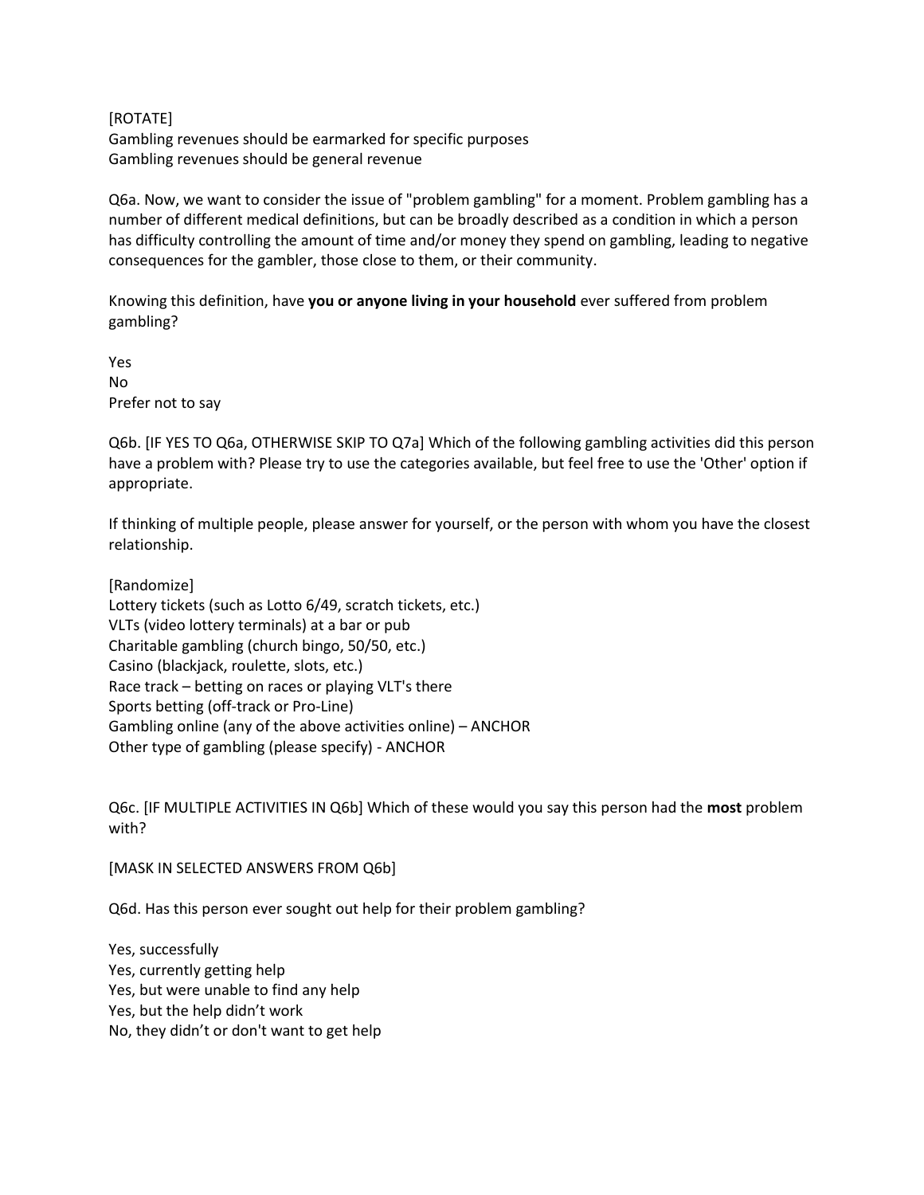[ROTATE]
Gambling revenues should be earmarked for specific purposes
Gambling revenues should be general revenue

Q6a. Now, we want to consider the issue of "problem gambling" for a moment. Problem gambling has a number of different medical definitions, but can be broadly described as a condition in which a person has difficulty controlling the amount of time and/or money they spend on gambling, leading to negative consequences for the gambler, those close to them, or their community.

Knowing this definition, have **you or anyone living in your household** ever suffered from problem gambling?

Yes
No
Prefer not to say

Q6b. [IF YES TO Q6a, OTHERWISE SKIP TO Q7a] Which of the following gambling activities did this person have a problem with? Please try to use the categories available, but feel free to use the 'Other' option if appropriate.

If thinking of multiple people, please answer for yourself, or the person with whom you have the closest relationship.

[Randomize]
Lottery tickets (such as Lotto 6/49, scratch tickets, etc.)
VLTs (video lottery terminals) at a bar or pub
Charitable gambling (church bingo, 50/50, etc.)
Casino (blackjack, roulette, slots, etc.)
Race track – betting on races or playing VLT's there
Sports betting (off-track or Pro-Line)
Gambling online (any of the above activities online) – ANCHOR
Other type of gambling (please specify) - ANCHOR

Q6c. [IF MULTIPLE ACTIVITIES IN Q6b] Which of these would you say this person had the **most** problem with?

[MASK IN SELECTED ANSWERS FROM Q6b]

Q6d. Has this person ever sought out help for their problem gambling?

Yes, successfully
Yes, currently getting help
Yes, but were unable to find any help
Yes, but the help didn't work
No, they didn't or don't want to get help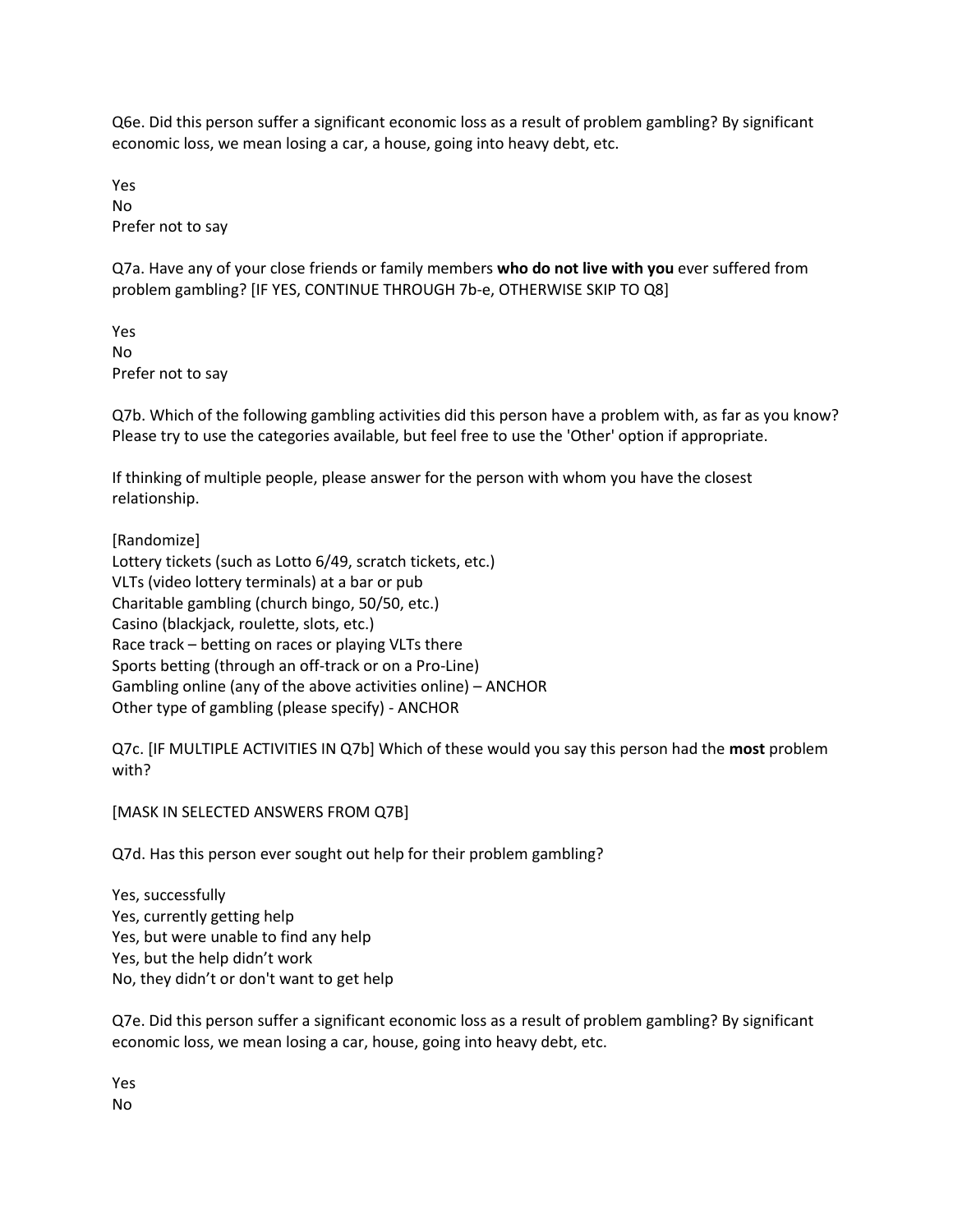Q6e. Did this person suffer a significant economic loss as a result of problem gambling? By significant economic loss, we mean losing a car, a house, going into heavy debt, etc.

Yes
No
Prefer not to say

Q7a. Have any of your close friends or family members **who do not live with you** ever suffered from problem gambling? [IF YES, CONTINUE THROUGH 7b-e, OTHERWISE SKIP TO Q8]

Yes
No
Prefer not to say

Q7b. Which of the following gambling activities did this person have a problem with, as far as you know? Please try to use the categories available, but feel free to use the 'Other' option if appropriate.

If thinking of multiple people, please answer for the person with whom you have the closest relationship.

[Randomize]
Lottery tickets (such as Lotto 6/49, scratch tickets, etc.)
VLTs (video lottery terminals) at a bar or pub
Charitable gambling (church bingo, 50/50, etc.)
Casino (blackjack, roulette, slots, etc.)
Race track – betting on races or playing VLTs there
Sports betting (through an off-track or on a Pro-Line)
Gambling online (any of the above activities online) – ANCHOR
Other type of gambling (please specify) - ANCHOR

Q7c. [IF MULTIPLE ACTIVITIES IN Q7b] Which of these would you say this person had the **most** problem with?

[MASK IN SELECTED ANSWERS FROM Q7B]

Q7d. Has this person ever sought out help for their problem gambling?

Yes, successfully
Yes, currently getting help
Yes, but were unable to find any help
Yes, but the help didn't work
No, they didn't or don't want to get help

Q7e. Did this person suffer a significant economic loss as a result of problem gambling? By significant economic loss, we mean losing a car, house, going into heavy debt, etc.

Yes
No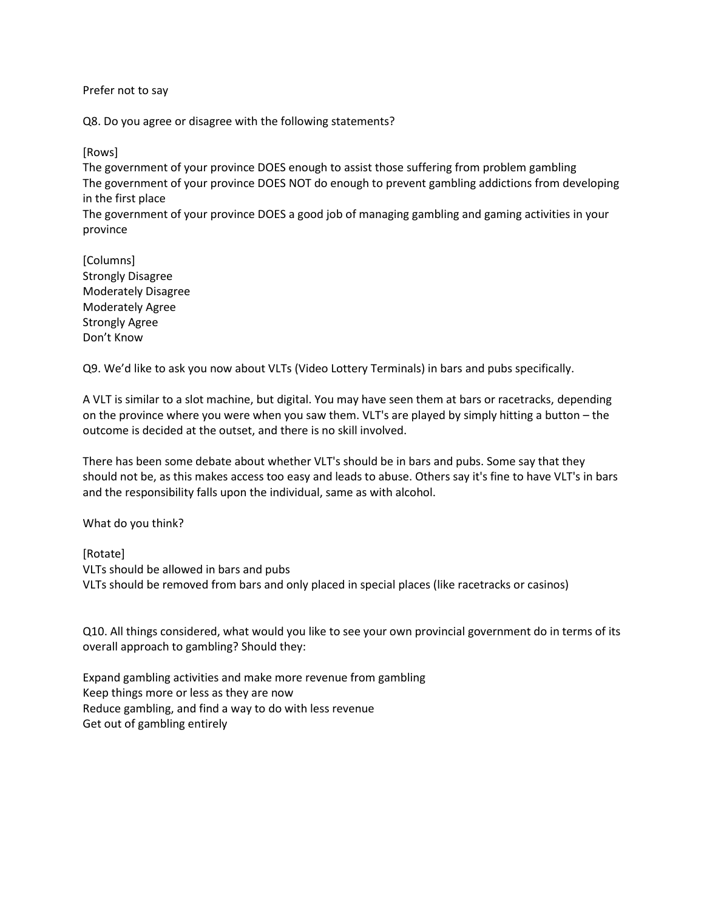Prefer not to say

Q8. Do you agree or disagree with the following statements?

[Rows]
The government of your province DOES enough to assist those suffering from problem gambling
The government of your province DOES NOT do enough to prevent gambling addictions from developing in the first place
The government of your province DOES a good job of managing gambling and gaming activities in your province

[Columns]
Strongly Disagree
Moderately Disagree
Moderately Agree
Strongly Agree
Don't Know

Q9. We'd like to ask you now about VLTs (Video Lottery Terminals) in bars and pubs specifically.

A VLT is similar to a slot machine, but digital. You may have seen them at bars or racetracks, depending on the province where you were when you saw them. VLT's are played by simply hitting a button – the outcome is decided at the outset, and there is no skill involved.

There has been some debate about whether VLT's should be in bars and pubs. Some say that they should not be, as this makes access too easy and leads to abuse. Others say it's fine to have VLT's in bars and the responsibility falls upon the individual, same as with alcohol.

What do you think?

[Rotate]
VLTs should be allowed in bars and pubs
VLTs should be removed from bars and only placed in special places (like racetracks or casinos)

Q10. All things considered, what would you like to see your own provincial government do in terms of its overall approach to gambling? Should they:

Expand gambling activities and make more revenue from gambling
Keep things more or less as they are now
Reduce gambling, and find a way to do with less revenue
Get out of gambling entirely